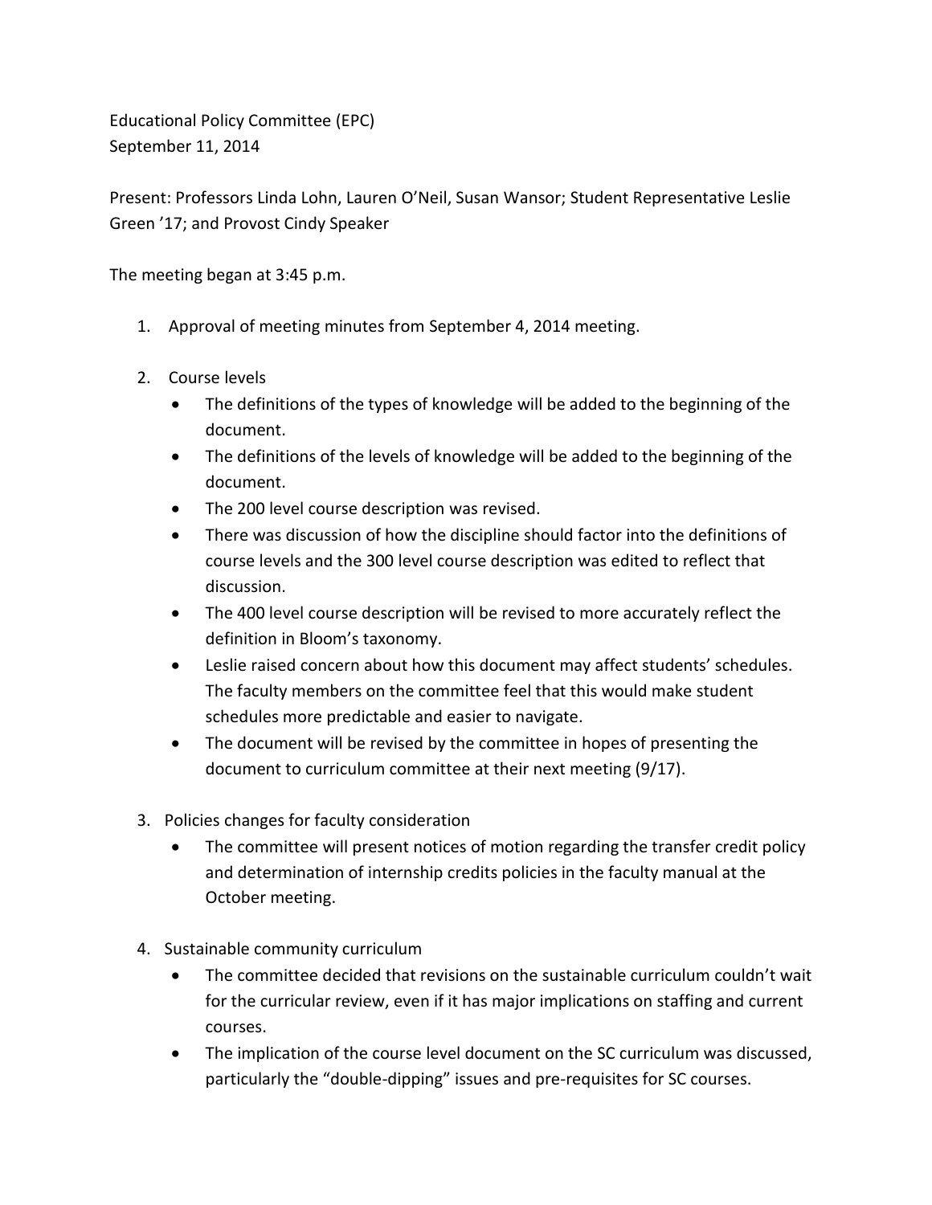Educational Policy Committee (EPC)
September 11, 2014

Present: Professors Linda Lohn, Lauren O'Neil, Susan Wansor; Student Representative Leslie Green '17; and Provost Cindy Speaker

The meeting began at 3:45 p.m.

1. Approval of meeting minutes from September 4, 2014 meeting.

2. Course levels
   - The definitions of the types of knowledge will be added to the beginning of the document.
   - The definitions of the levels of knowledge will be added to the beginning of the document.
   - The 200 level course description was revised.
   - There was discussion of how the discipline should factor into the definitions of course levels and the 300 level course description was edited to reflect that discussion.
   - The 400 level course description will be revised to more accurately reflect the definition in Bloom's taxonomy.
   - Leslie raised concern about how this document may affect students' schedules. The faculty members on the committee feel that this would make student schedules more predictable and easier to navigate.
   - The document will be revised by the committee in hopes of presenting the document to curriculum committee at their next meeting (9/17).

3. Policies changes for faculty consideration
   - The committee will present notices of motion regarding the transfer credit policy and determination of internship credits policies in the faculty manual at the October meeting.

4. Sustainable community curriculum
   - The committee decided that revisions on the sustainable curriculum couldn't wait for the curricular review, even if it has major implications on staffing and current courses.
   - The implication of the course level document on the SC curriculum was discussed, particularly the "double-dipping" issues and pre-requisites for SC courses.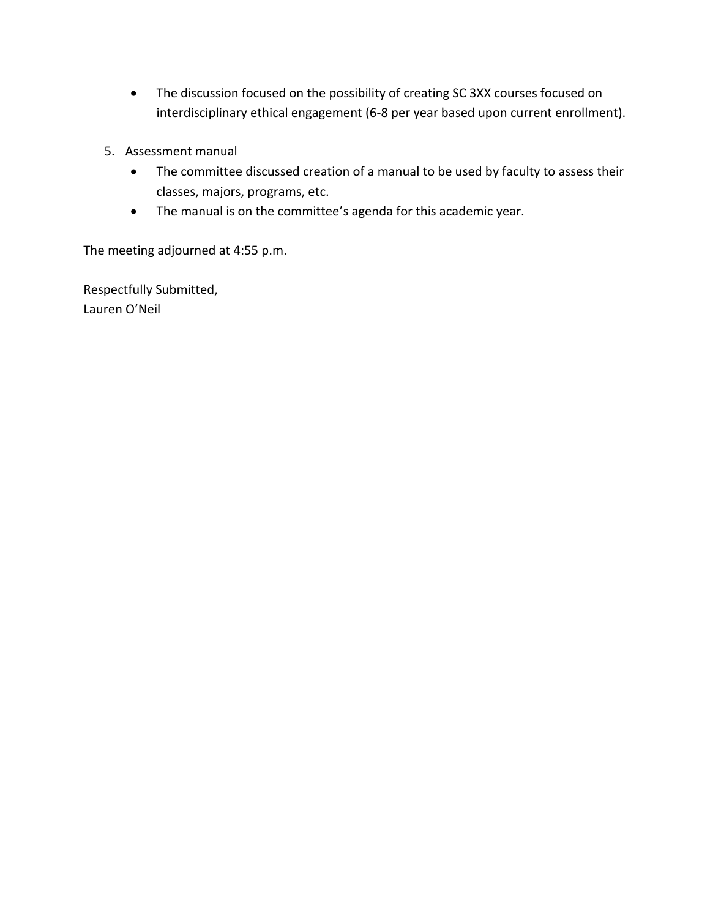- The discussion focused on the possibility of creating SC 3XX courses focused on interdisciplinary ethical engagement (6-8 per year based upon current enrollment).

5. Assessment manual
   - The committee discussed creation of a manual to be used by faculty to assess their classes, majors, programs, etc.
   - The manual is on the committee's agenda for this academic year.

The meeting adjourned at 4:55 p.m.

Respectfully Submitted,
Lauren O'Neil